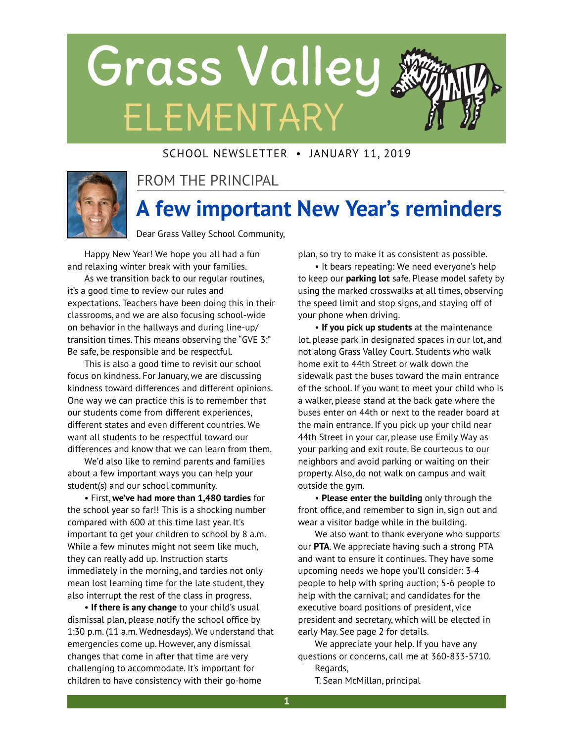# Grass Valley ELEMENTARY

SCHOOL NEWSLETTER • JANUARY 11, 2019

## FROM THE PRINCIPAL

# A few important New Year's reminders

Dear Grass Valley School Community,

Happy New Year! We hope you all had a fun and relaxing winter break with your families.

As we transition back to our regular routines, it's a good time to review our rules and expectations. Teachers have been doing this in their classrooms, and we are also focusing school-wide on behavior in the hallways and during line-up/transition times. This means observing the "GVE 3:" Be safe, be responsible and be respectful.

This is also a good time to revisit our school focus on kindness. For January, we are discussing kindness toward differences and different opinions. One way we can practice this is to remember that our students come from different experiences, different states and even different countries. We want all students to be respectful toward our differences and know that we can learn from them.

We'd also like to remind parents and families about a few important ways you can help your student(s) and our school community.

• First, **we've had more than 1,480 tardies** for the school year so far!! This is a shocking number compared with 600 at this time last year. It's important to get your children to school by 8 a.m. While a few minutes might not seem like much, they can really add up. Instruction starts immediately in the morning, and tardies not only mean lost learning time for the late student, they also interrupt the rest of the class in progress.

• **If there is any change** to your child's usual dismissal plan, please notify the school office by 1:30 p.m. (11 a.m. Wednesdays). We understand that emergencies come up. However, any dismissal changes that come in after that time are very challenging to accommodate. It's important for children to have consistency with their go-home plan, so try to make it as consistent as possible.

• It bears repeating: We need everyone's help to keep our **parking lot** safe. Please model safety by using the marked crosswalks at all times, observing the speed limit and stop signs, and staying off of your phone when driving.

• **If you pick up students** at the maintenance lot, please park in designated spaces in our lot, and not along Grass Valley Court. Students who walk home exit to 44th Street or walk down the sidewalk past the buses toward the main entrance of the school. If you want to meet your child who is a walker, please stand at the back gate where the buses enter on 44th or next to the reader board at the main entrance. If you pick up your child near 44th Street in your car, please use Emily Way as your parking and exit route. Be courteous to our neighbors and avoid parking or waiting on their property. Also, do not walk on campus and wait outside the gym.

• **Please enter the building** only through the front office, and remember to sign in, sign out and wear a visitor badge while in the building.

We also want to thank everyone who supports our **PTA**. We appreciate having such a strong PTA and want to ensure it continues. They have some upcoming needs we hope you'll consider: 3-4 people to help with spring auction; 5-6 people to help with the carnival; and candidates for the executive board positions of president, vice president and secretary, which will be elected in early May. See page 2 for details.

We appreciate your help. If you have any questions or concerns, call me at 360-833-5710.

Regards,

T. Sean McMillan, principal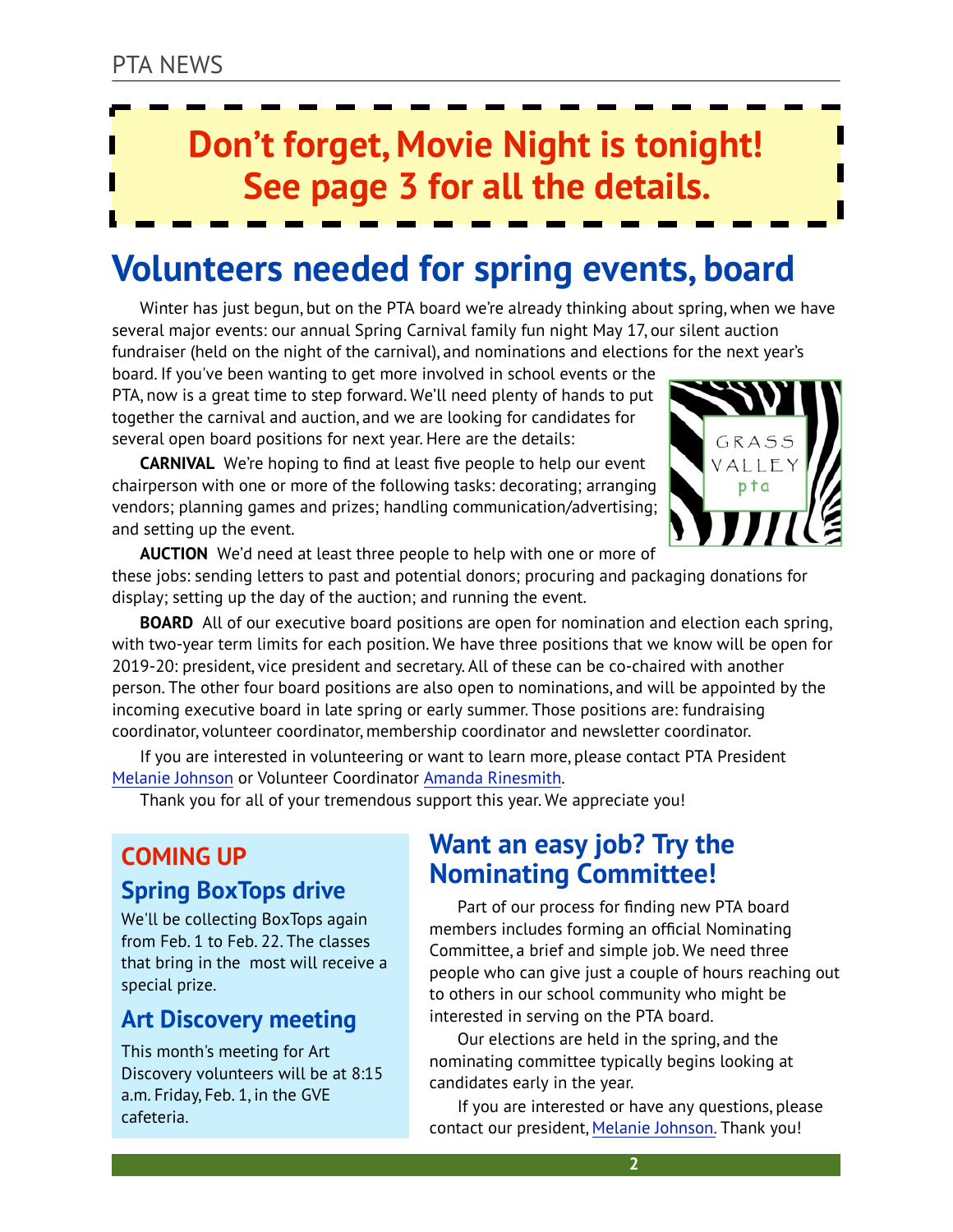PTA NEWS

**Don't forget, Movie Night is tonight! See page 3 for all the details.**

# Volunteers needed for spring events, board

Winter has just begun, but on the PTA board we're already thinking about spring, when we have several major events: our annual Spring Carnival family fun night May 17, our silent auction fundraiser (held on the night of the carnival), and nominations and elections for the next year's board. If you've been wanting to get more involved in school events or the PTA, now is a great time to step forward. We'll need plenty of hands to put together the carnival and auction, and we are looking for candidates for several open board positions for next year. Here are the details:

**CARNIVAL** We're hoping to find at least five people to help our event chairperson with one or more of the following tasks: decorating; arranging vendors; planning games and prizes; handling communication/advertising; and setting up the event.

**AUCTION** We'd need at least three people to help with one or more of these jobs: sending letters to past and potential donors; procuring and packaging donations for display; setting up the day of the auction; and running the event.

**BOARD** All of our executive board positions are open for nomination and election each spring, with two-year term limits for each position. We have three positions that we know will be open for 2019-20: president, vice president and secretary. All of these can be co-chaired with another person. The other four board positions are also open to nominations, and will be appointed by the incoming executive board in late spring or early summer. Those positions are: fundraising coordinator, volunteer coordinator, membership coordinator and newsletter coordinator.

If you are interested in volunteering or want to learn more, please contact PTA President Melanie Johnson or Volunteer Coordinator Amanda Rinesmith.

Thank you for all of your tremendous support this year. We appreciate you!

## COMING UP

### Spring BoxTops drive

We'll be collecting BoxTops again from Feb. 1 to Feb. 22. The classes that bring in the most will receive a special prize.

### Art Discovery meeting

This month's meeting for Art Discovery volunteers will be at 8:15 a.m. Friday, Feb. 1, in the GVE cafeteria.

## Want an easy job? Try the Nominating Committee!

Part of our process for finding new PTA board members includes forming an official Nominating Committee, a brief and simple job. We need three people who can give just a couple of hours reaching out to others in our school community who might be interested in serving on the PTA board.

Our elections are held in the spring, and the nominating committee typically begins looking at candidates early in the year.

If you are interested or have any questions, please contact our president, Melanie Johnson. Thank you!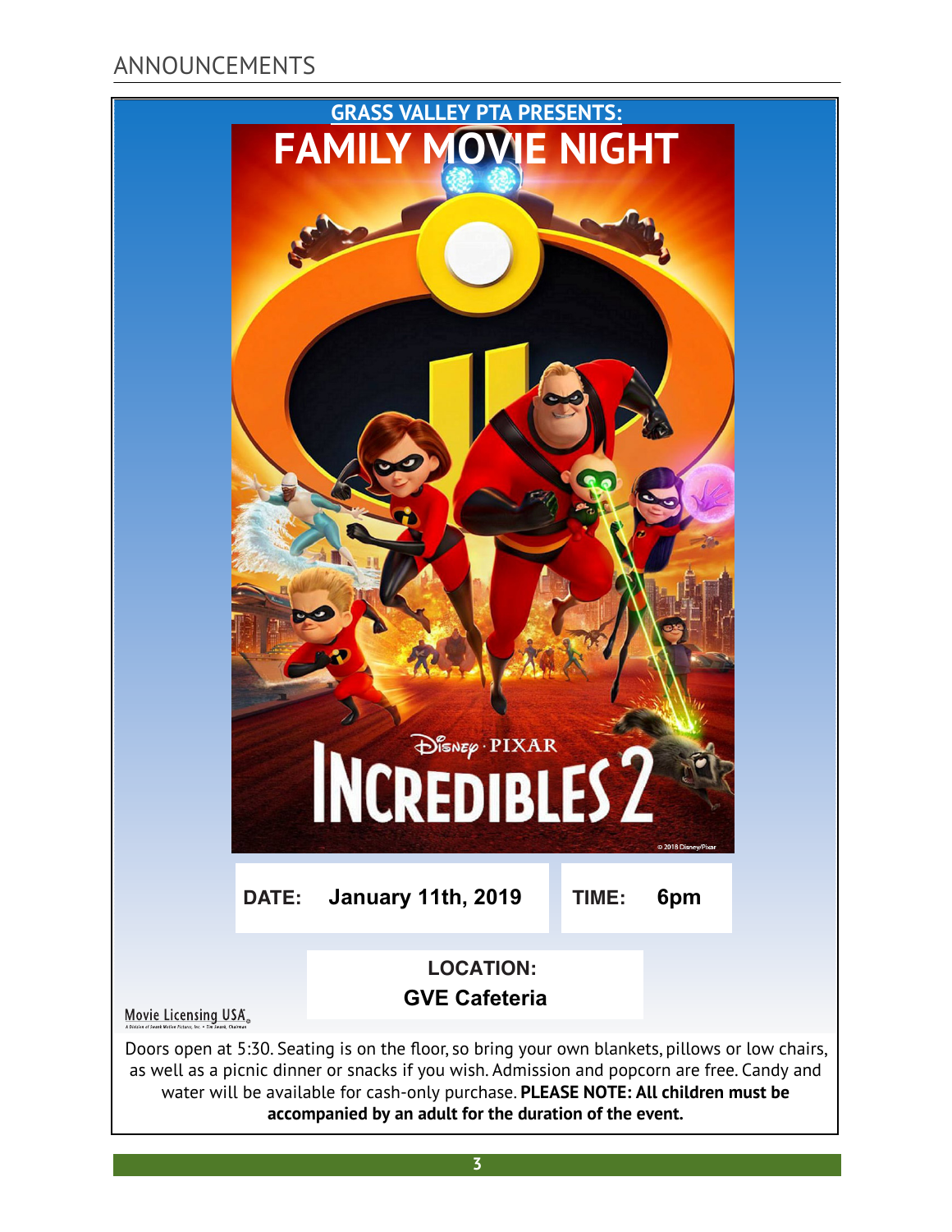ANNOUNCEMENTS

## GRASS VALLEY PTA PRESENTS:

# FAMILY MOVIE NIGHT

Disney · PIXAR INCREDIBLES 2

© 2018 Disney/Pixar

**DATE:** **January 11th, 2019**

**TIME:** **6pm**

**LOCATION:**
**GVE Cafeteria**

Movie Licensing USA

Doors open at 5:30. Seating is on the floor, so bring your own blankets, pillows or low chairs, as well as a picnic dinner or snacks if you wish. Admission and popcorn are free. Candy and water will be available for cash-only purchase. **PLEASE NOTE: All children must be accompanied by an adult for the duration of the event.**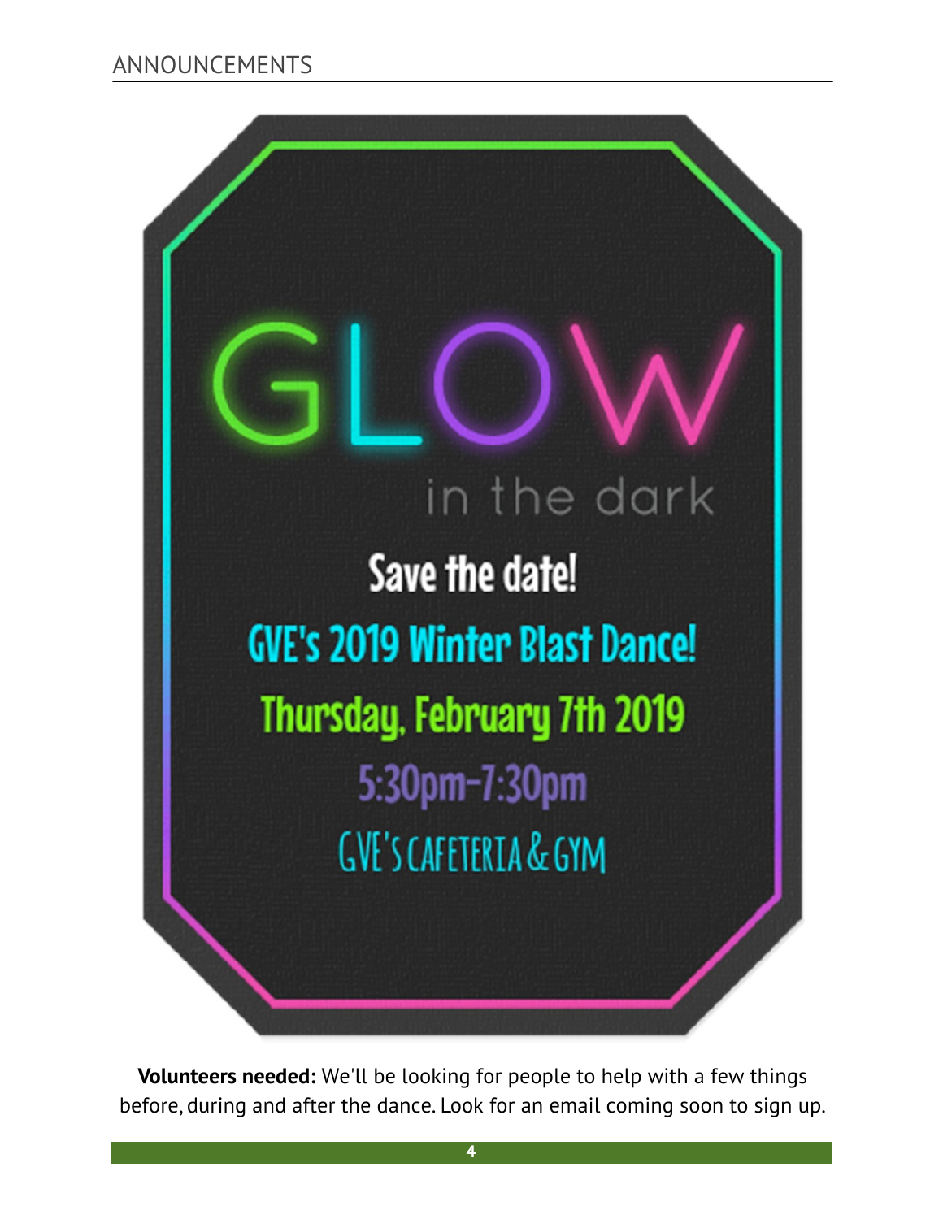## ANNOUNCEMENTS

# GLOW

in the dark

**Save the date!**

**GVE's 2019 Winter Blast Dance!**

**Thursday, February 7th 2019**

**5:30pm-7:30pm**

GVE'S CAFETERIA & GYM

**Volunteers needed:** We'll be looking for people to help with a few things before, during and after the dance. Look for an email coming soon to sign up.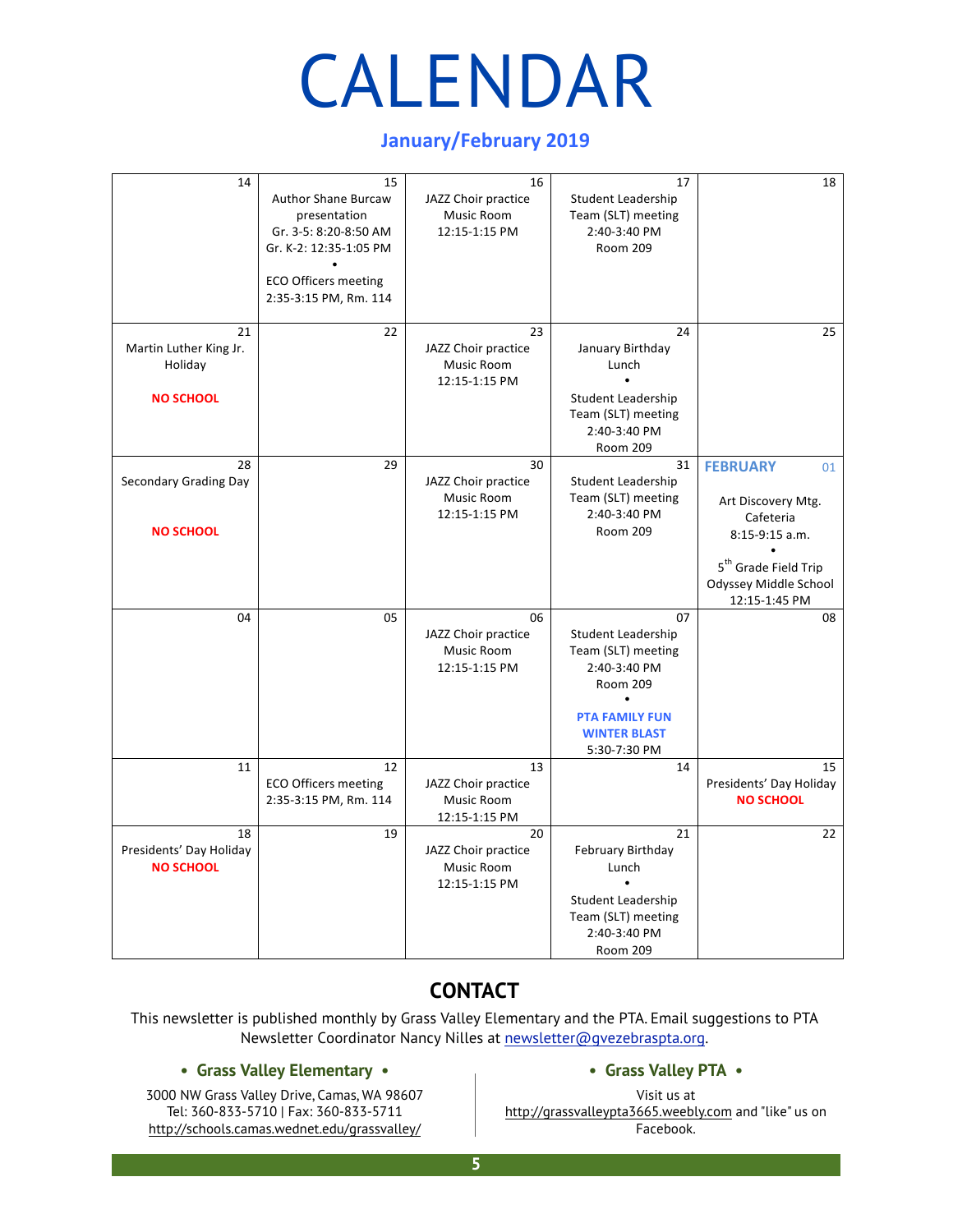# CALENDAR

## January/February 2019

| | | | | |
|---|---|---|---|---|
| 14 | 15<br>Author Shane Burcaw presentation<br>Gr. 3-5: 8:20-8:50 AM<br>Gr. K-2: 12:35-1:05 PM<br>•<br>ECO Officers meeting<br>2:35-3:15 PM, Rm. 114 | 16<br>JAZZ Choir practice<br>Music Room<br>12:15-1:15 PM | 17<br>Student Leadership Team (SLT) meeting<br>2:40-3:40 PM<br>Room 209 | 18 |
| 21<br>Martin Luther King Jr. Holiday<br>**NO SCHOOL** | 22 | 23<br>JAZZ Choir practice<br>Music Room<br>12:15-1:15 PM | 24<br>January Birthday Lunch<br>•<br>Student Leadership Team (SLT) meeting<br>2:40-3:40 PM<br>Room 209 | 25 |
| 28<br>Secondary Grading Day<br>**NO SCHOOL** | 29 | 30<br>JAZZ Choir practice<br>Music Room<br>12:15-1:15 PM | 31<br>Student Leadership Team (SLT) meeting<br>2:40-3:40 PM<br>Room 209 | **FEBRUARY** 01<br>Art Discovery Mtg.<br>Cafeteria<br>8:15-9:15 a.m.<br>•<br>5th Grade Field Trip<br>Odyssey Middle School<br>12:15-1:45 PM |
| 04 | 05 | 06<br>JAZZ Choir practice<br>Music Room<br>12:15-1:15 PM | 07<br>Student Leadership Team (SLT) meeting<br>2:40-3:40 PM<br>Room 209<br>•<br>**PTA FAMILY FUN WINTER BLAST**<br>5:30-7:30 PM | 08 |
| 11 | 12<br>ECO Officers meeting<br>2:35-3:15 PM, Rm. 114 | 13<br>JAZZ Choir practice<br>Music Room<br>12:15-1:15 PM | 14 | 15<br>Presidents' Day Holiday<br>**NO SCHOOL** |
| 18<br>Presidents' Day Holiday<br>**NO SCHOOL** | 19 | 20<br>JAZZ Choir practice<br>Music Room<br>12:15-1:15 PM | 21<br>February Birthday Lunch<br>•<br>Student Leadership Team (SLT) meeting<br>2:40-3:40 PM<br>Room 209 | 22 |

## CONTACT

This newsletter is published monthly by Grass Valley Elementary and the PTA. Email suggestions to PTA Newsletter Coordinator Nancy Nilles at newsletter@gvezebraspta.org.

### • Grass Valley Elementary •

3000 NW Grass Valley Drive, Camas, WA 98607
Tel: 360-833-5710 | Fax: 360-833-5711
http://schools.camas.wednet.edu/grassvalley/

### • Grass Valley PTA •

Visit us at http://grassvalleypta3665.weebly.com and "like" us on Facebook.